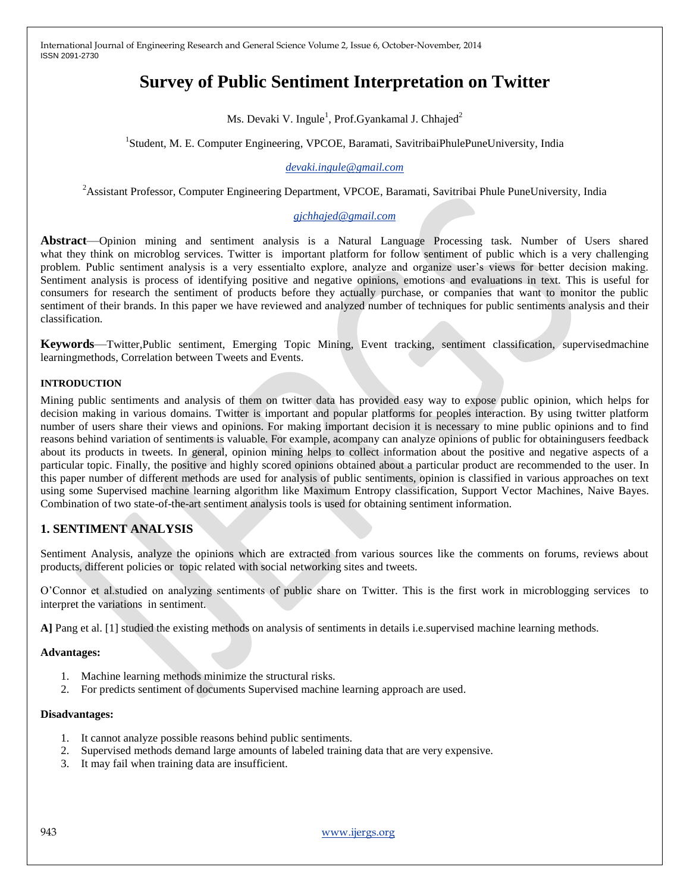# Survey of Public Sentiment Interpretation on Twitter

Ms. Devaki V. Ingule[1], Prof.Gyankamal J. Chhajed[2]

[1]Student, M. E. Computer Engineering, VPCOE, Baramati, SavitribaiPhulePuneUniversity, India

devaki.ingule@gmail.com

[2]Assistant Professor, Computer Engineering Department, VPCOE, Baramati, Savitribai Phule PuneUniversity, India

gjchhajed@gmail.com

**Abstract**—Opinion mining and sentiment analysis is a Natural Language Processing task. Number of Users shared what they think on microblog services. Twitter is important platform for follow sentiment of public which is a very challenging problem. Public sentiment analysis is a very essentialto explore, analyze and organize user's views for better decision making. Sentiment analysis is process of identifying positive and negative opinions, emotions and evaluations in text. This is useful for consumers for research the sentiment of products before they actually purchase, or companies that want to monitor the public sentiment of their brands. In this paper we have reviewed and analyzed number of techniques for public sentiments analysis and their classification.

**Keywords**—Twitter,Public sentiment, Emerging Topic Mining, Event tracking, sentiment classification, supervisedmachine learningmethods, Correlation between Tweets and Events.

## INTRODUCTION

Mining public sentiments and analysis of them on twitter data has provided easy way to expose public opinion, which helps for decision making in various domains. Twitter is important and popular platforms for peoples interaction. By using twitter platform number of users share their views and opinions. For making important decision it is necessary to mine public opinions and to find reasons behind variation of sentiments is valuable. For example, acompany can analyze opinions of public for obtainingusers feedback about its products in tweets. In general, opinion mining helps to collect information about the positive and negative aspects of a particular topic. Finally, the positive and highly scored opinions obtained about a particular product are recommended to the user. In this paper number of different methods are used for analysis of public sentiments, opinion is classified in various approaches on text using some Supervised machine learning algorithm like Maximum Entropy classification, Support Vector Machines, Naive Bayes. Combination of two state-of-the-art sentiment analysis tools is used for obtaining sentiment information.

## 1. SENTIMENT ANALYSIS

Sentiment Analysis, analyze the opinions which are extracted from various sources like the comments on forums, reviews about products, different policies or topic related with social networking sites and tweets.

O'Connor et al.studied on analyzing sentiments of public share on Twitter. This is the first work in microblogging services to interpret the variations in sentiment.

**A]** Pang et al. [1] studied the existing methods on analysis of sentiments in details i.e.supervised machine learning methods.

**Advantages:**

1. Machine learning methods minimize the structural risks.
2. For predicts sentiment of documents Supervised machine learning approach are used.

**Disadvantages:**

1. It cannot analyze possible reasons behind public sentiments.
2. Supervised methods demand large amounts of labeled training data that are very expensive.
3. It may fail when training data are insufficient.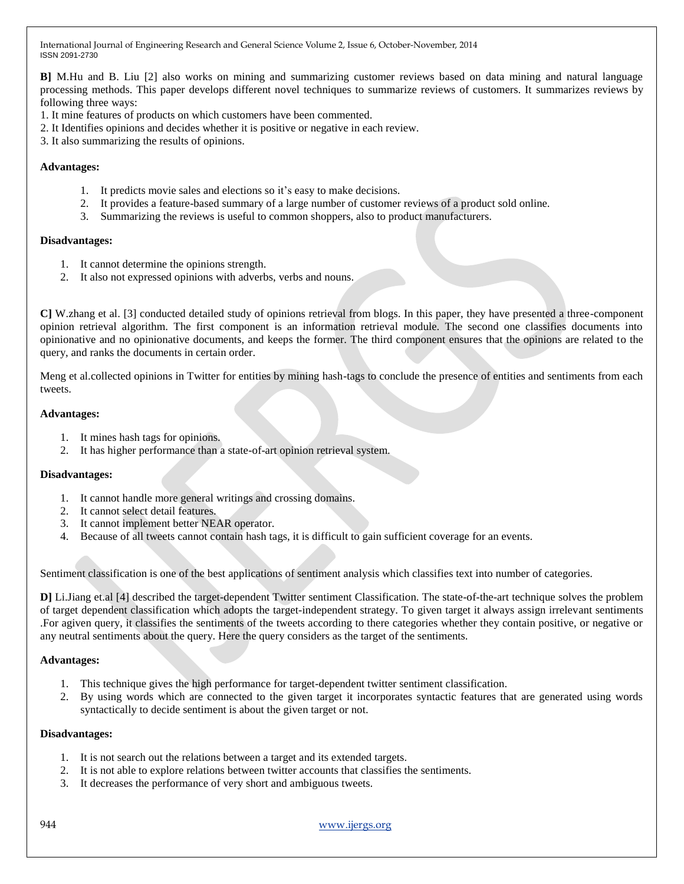**B]** M.Hu and B. Liu [2] also works on mining and summarizing customer reviews based on data mining and natural language processing methods. This paper develops different novel techniques to summarize reviews of customers. It summarizes reviews by following three ways:

1. It mine features of products on which customers have been commented.
2. It Identifies opinions and decides whether it is positive or negative in each review.
3. It also summarizing the results of opinions.

**Advantages:**

1. It predicts movie sales and elections so it's easy to make decisions.
2. It provides a feature-based summary of a large number of customer reviews of a product sold online.
3. Summarizing the reviews is useful to common shoppers, also to product manufacturers.

**Disadvantages:**

1. It cannot determine the opinions strength.
2. It also not expressed opinions with adverbs, verbs and nouns.

**C]** W.zhang et al. [3] conducted detailed study of opinions retrieval from blogs. In this paper, they have presented a three-component opinion retrieval algorithm. The first component is an information retrieval module. The second one classifies documents into opinionative and no opinionative documents, and keeps the former. The third component ensures that the opinions are related to the query, and ranks the documents in certain order.

Meng et al.collected opinions in Twitter for entities by mining hash-tags to conclude the presence of entities and sentiments from each tweets.

**Advantages:**

1. It mines hash tags for opinions.
2. It has higher performance than a state-of-art opinion retrieval system.

**Disadvantages:**

1. It cannot handle more general writings and crossing domains.
2. It cannot select detail features.
3. It cannot implement better NEAR operator.
4. Because of all tweets cannot contain hash tags, it is difficult to gain sufficient coverage for an events.

Sentiment classification is one of the best applications of sentiment analysis which classifies text into number of categories.

**D]** Li.Jiang et.al [4] described the target-dependent Twitter sentiment Classification. The state-of-the-art technique solves the problem of target dependent classification which adopts the target-independent strategy. To given target it always assign irrelevant sentiments .For agiven query, it classifies the sentiments of the tweets according to there categories whether they contain positive, or negative or any neutral sentiments about the query. Here the query considers as the target of the sentiments.

**Advantages:**

1. This technique gives the high performance for target-dependent twitter sentiment classification.
2. By using words which are connected to the given target it incorporates syntactic features that are generated using words syntactically to decide sentiment is about the given target or not.

**Disadvantages:**

1. It is not search out the relations between a target and its extended targets.
2. It is not able to explore relations between twitter accounts that classifies the sentiments.
3. It decreases the performance of very short and ambiguous tweets.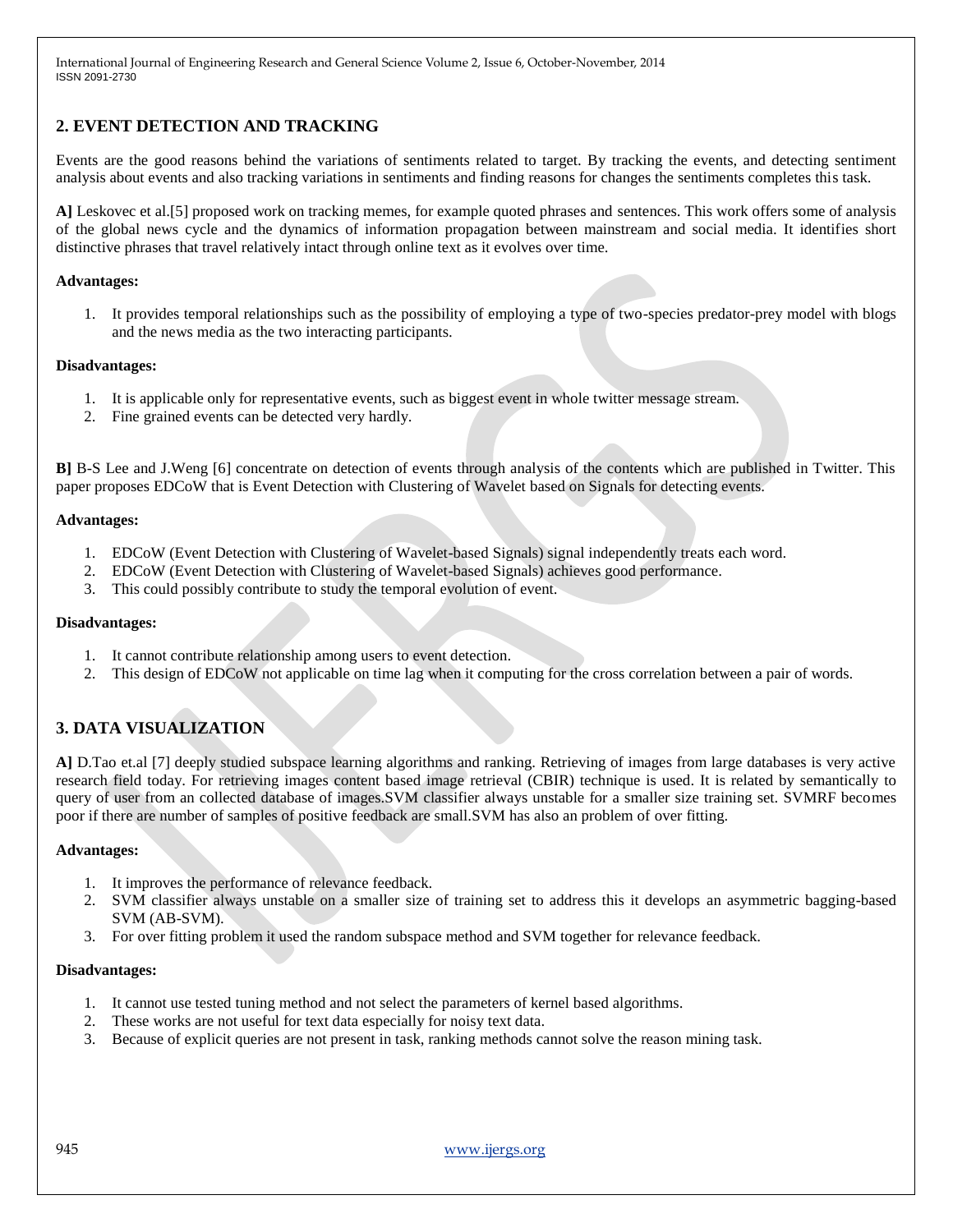## 2. EVENT DETECTION AND TRACKING

Events are the good reasons behind the variations of sentiments related to target. By tracking the events, and detecting sentiment analysis about events and also tracking variations in sentiments and finding reasons for changes the sentiments completes this task.

**A]** Leskovec et al.[5] proposed work on tracking memes, for example quoted phrases and sentences. This work offers some of analysis of the global news cycle and the dynamics of information propagation between mainstream and social media. It identifies short distinctive phrases that travel relatively intact through online text as it evolves over time.

**Advantages:**

1. It provides temporal relationships such as the possibility of employing a type of two-species predator-prey model with blogs and the news media as the two interacting participants.

**Disadvantages:**

1. It is applicable only for representative events, such as biggest event in whole twitter message stream.
2. Fine grained events can be detected very hardly.

**B]** B-S Lee and J.Weng [6] concentrate on detection of events through analysis of the contents which are published in Twitter. This paper proposes EDCoW that is Event Detection with Clustering of Wavelet based on Signals for detecting events.

**Advantages:**

1. EDCoW (Event Detection with Clustering of Wavelet-based Signals) signal independently treats each word.
2. EDCoW (Event Detection with Clustering of Wavelet-based Signals) achieves good performance.
3. This could possibly contribute to study the temporal evolution of event.

**Disadvantages:**

1. It cannot contribute relationship among users to event detection.
2. This design of EDCoW not applicable on time lag when it computing for the cross correlation between a pair of words.

## 3. DATA VISUALIZATION

**A]** D.Tao et.al [7] deeply studied subspace learning algorithms and ranking. Retrieving of images from large databases is very active research field today. For retrieving images content based image retrieval (CBIR) technique is used. It is related by semantically to query of user from an collected database of images.SVM classifier always unstable for a smaller size training set. SVMRF becomes poor if there are number of samples of positive feedback are small.SVM has also an problem of over fitting.

**Advantages:**

1. It improves the performance of relevance feedback.
2. SVM classifier always unstable on a smaller size of training set to address this it develops an asymmetric bagging-based SVM (AB-SVM).
3. For over fitting problem it used the random subspace method and SVM together for relevance feedback.

**Disadvantages:**

1. It cannot use tested tuning method and not select the parameters of kernel based algorithms.
2. These works are not useful for text data especially for noisy text data.
3. Because of explicit queries are not present in task, ranking methods cannot solve the reason mining task.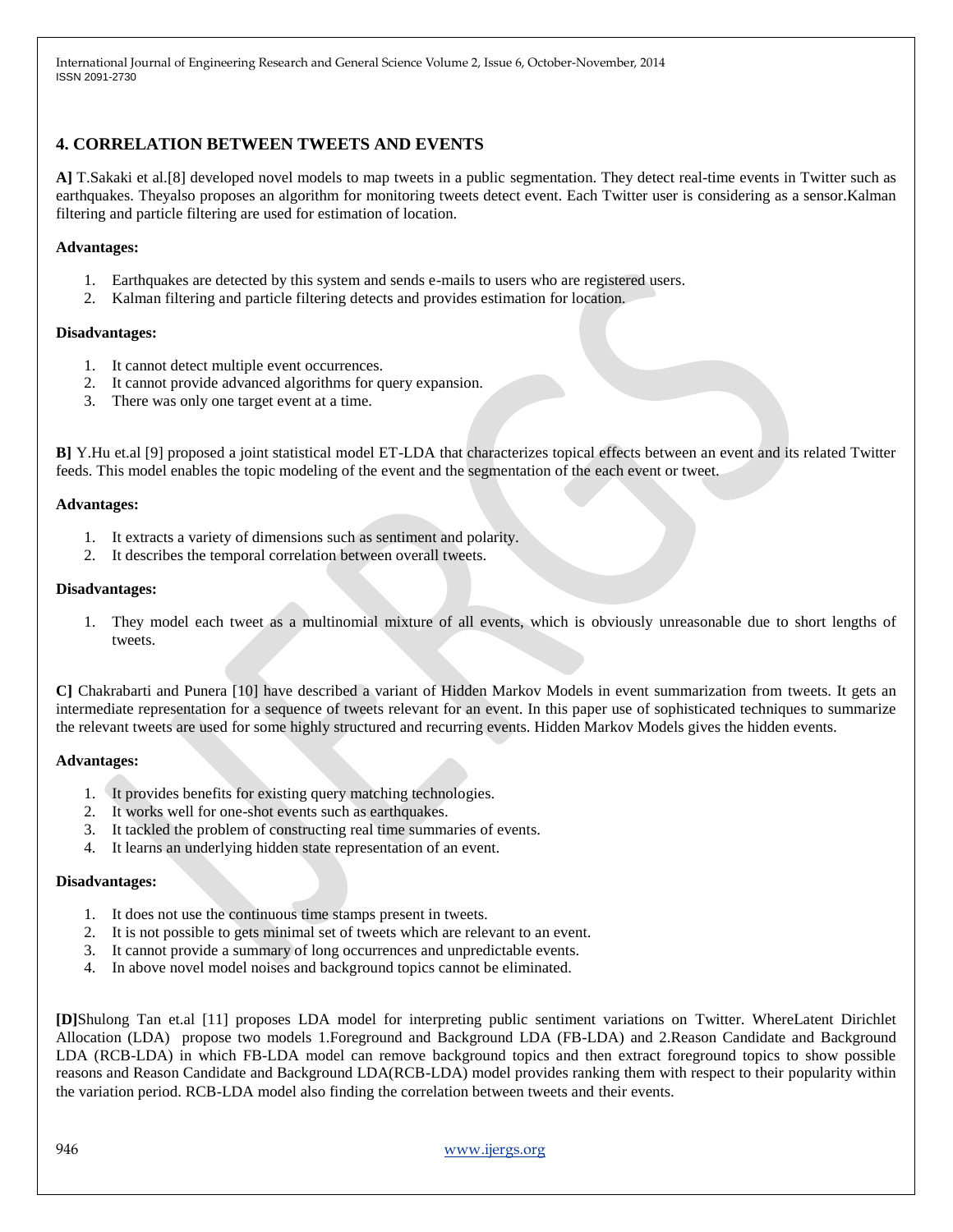## 4. CORRELATION BETWEEN TWEETS AND EVENTS

**A]** T.Sakaki et al.[8] developed novel models to map tweets in a public segmentation. They detect real-time events in Twitter such as earthquakes. Theyalso proposes an algorithm for monitoring tweets detect event. Each Twitter user is considering as a sensor.Kalman filtering and particle filtering are used for estimation of location.

**Advantages:**

1. Earthquakes are detected by this system and sends e-mails to users who are registered users.
2. Kalman filtering and particle filtering detects and provides estimation for location.

**Disadvantages:**

1. It cannot detect multiple event occurrences.
2. It cannot provide advanced algorithms for query expansion.
3. There was only one target event at a time.

**B]** Y.Hu et.al [9] proposed a joint statistical model ET-LDA that characterizes topical effects between an event and its related Twitter feeds. This model enables the topic modeling of the event and the segmentation of the each event or tweet.

**Advantages:**

1. It extracts a variety of dimensions such as sentiment and polarity.
2. It describes the temporal correlation between overall tweets.

**Disadvantages:**

1. They model each tweet as a multinomial mixture of all events, which is obviously unreasonable due to short lengths of tweets.

**C]** Chakrabarti and Punera [10] have described a variant of Hidden Markov Models in event summarization from tweets. It gets an intermediate representation for a sequence of tweets relevant for an event. In this paper use of sophisticated techniques to summarize the relevant tweets are used for some highly structured and recurring events. Hidden Markov Models gives the hidden events.

**Advantages:**

1. It provides benefits for existing query matching technologies.
2. It works well for one-shot events such as earthquakes.
3. It tackled the problem of constructing real time summaries of events.
4. It learns an underlying hidden state representation of an event.

**Disadvantages:**

1. It does not use the continuous time stamps present in tweets.
2. It is not possible to gets minimal set of tweets which are relevant to an event.
3. It cannot provide a summary of long occurrences and unpredictable events.
4. In above novel model noises and background topics cannot be eliminated.

**[D]**Shulong Tan et.al [11] proposes LDA model for interpreting public sentiment variations on Twitter. WhereLatent Dirichlet Allocation (LDA) propose two models 1.Foreground and Background LDA (FB-LDA) and 2.Reason Candidate and Background LDA (RCB-LDA) in which FB-LDA model can remove background topics and then extract foreground topics to show possible reasons and Reason Candidate and Background LDA(RCB-LDA) model provides ranking them with respect to their popularity within the variation period. RCB-LDA model also finding the correlation between tweets and their events.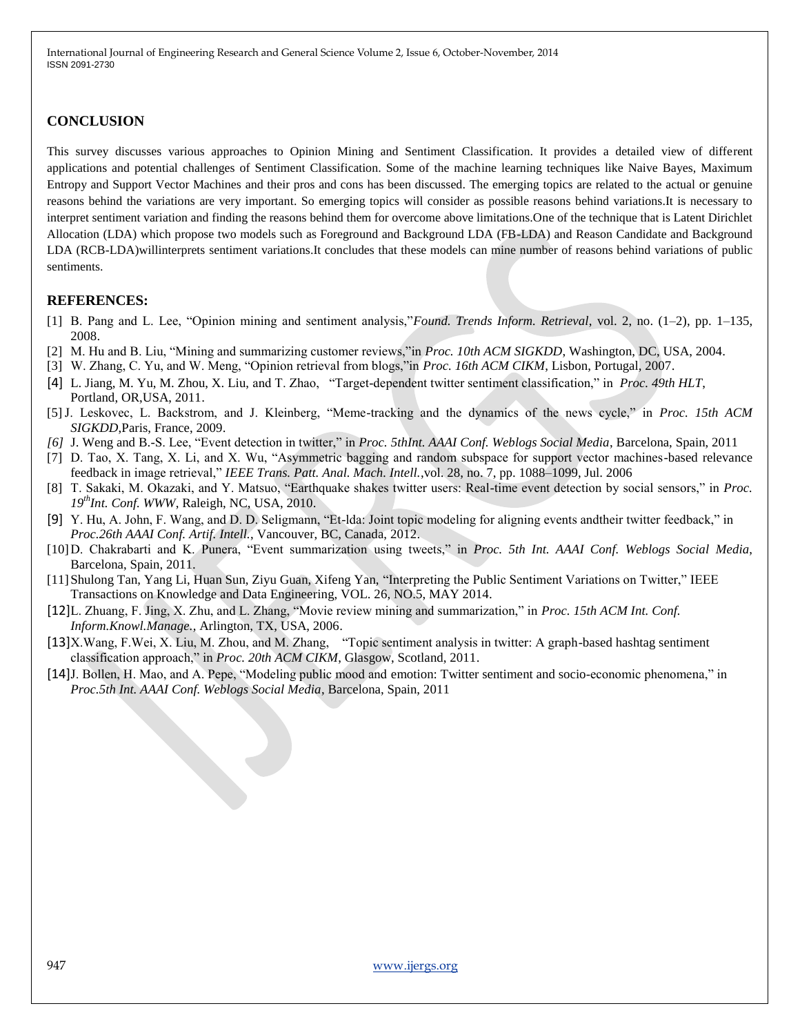## CONCLUSION

This survey discusses various approaches to Opinion Mining and Sentiment Classification. It provides a detailed view of different applications and potential challenges of Sentiment Classification. Some of the machine learning techniques like Naive Bayes, Maximum Entropy and Support Vector Machines and their pros and cons has been discussed. The emerging topics are related to the actual or genuine reasons behind the variations are very important. So emerging topics will consider as possible reasons behind variations.It is necessary to interpret sentiment variation and finding the reasons behind them for overcome above limitations.One of the technique that is Latent Dirichlet Allocation (LDA) which propose two models such as Foreground and Background LDA (FB-LDA) and Reason Candidate and Background LDA (RCB-LDA)willinterprets sentiment variations.It concludes that these models can mine number of reasons behind variations of public sentiments.

## REFERENCES:

[1] B. Pang and L. Lee, "Opinion mining and sentiment analysis,"*Found. Trends Inform. Retrieval*, vol. 2, no. (1–2), pp. 1–135, 2008.

[2] M. Hu and B. Liu, "Mining and summarizing customer reviews,"in *Proc. 10th ACM SIGKDD*, Washington, DC, USA, 2004.

[3] W. Zhang, C. Yu, and W. Meng, "Opinion retrieval from blogs,"in *Proc. 16th ACM CIKM*, Lisbon, Portugal, 2007.

[4] L. Jiang, M. Yu, M. Zhou, X. Liu, and T. Zhao, "Target-dependent twitter sentiment classification," in *Proc. 49th HLT*, Portland, OR,USA, 2011.

[5] J. Leskovec, L. Backstrom, and J. Kleinberg, "Meme-tracking and the dynamics of the news cycle," in *Proc. 15th ACM SIGKDD*,Paris, France, 2009.

*[6]* J. Weng and B.-S. Lee, "Event detection in twitter," in *Proc. 5thInt. AAAI Conf. Weblogs Social Media*, Barcelona, Spain, 2011

[7] D. Tao, X. Tang, X. Li, and X. Wu, "Asymmetric bagging and random subspace for support vector machines-based relevance feedback in image retrieval," *IEEE Trans. Patt. Anal. Mach. Intell.*,vol. 28, no. 7, pp. 1088–1099, Jul. 2006

[8] T. Sakaki, M. Okazaki, and Y. Matsuo, "Earthquake shakes twitter users: Real-time event detection by social sensors," in *Proc. 19thInt. Conf. WWW*, Raleigh, NC, USA, 2010.

[9] Y. Hu, A. John, F. Wang, and D. D. Seligmann, "Et-lda: Joint topic modeling for aligning events andtheir twitter feedback," in *Proc.26th AAAI Conf. Artif. Intell.*, Vancouver, BC, Canada, 2012.

[10] D. Chakrabarti and K. Punera, "Event summarization using tweets," in *Proc. 5th Int. AAAI Conf. Weblogs Social Media*, Barcelona, Spain, 2011.

[11] Shulong Tan, Yang Li, Huan Sun, Ziyu Guan, Xifeng Yan, "Interpreting the Public Sentiment Variations on Twitter," IEEE Transactions on Knowledge and Data Engineering, VOL. 26, NO.5, MAY 2014.

[12] L. Zhuang, F. Jing, X. Zhu, and L. Zhang, "Movie review mining and summarization," in *Proc. 15th ACM Int. Conf. Inform.Knowl.Manage.*, Arlington, TX, USA, 2006.

[13] X.Wang, F.Wei, X. Liu, M. Zhou, and M. Zhang, "Topic sentiment analysis in twitter: A graph-based hashtag sentiment classification approach," in *Proc. 20th ACM CIKM*, Glasgow, Scotland, 2011.

[14] J. Bollen, H. Mao, and A. Pepe, "Modeling public mood and emotion: Twitter sentiment and socio-economic phenomena," in *Proc.5th Int. AAAI Conf. Weblogs Social Media*, Barcelona, Spain, 2011